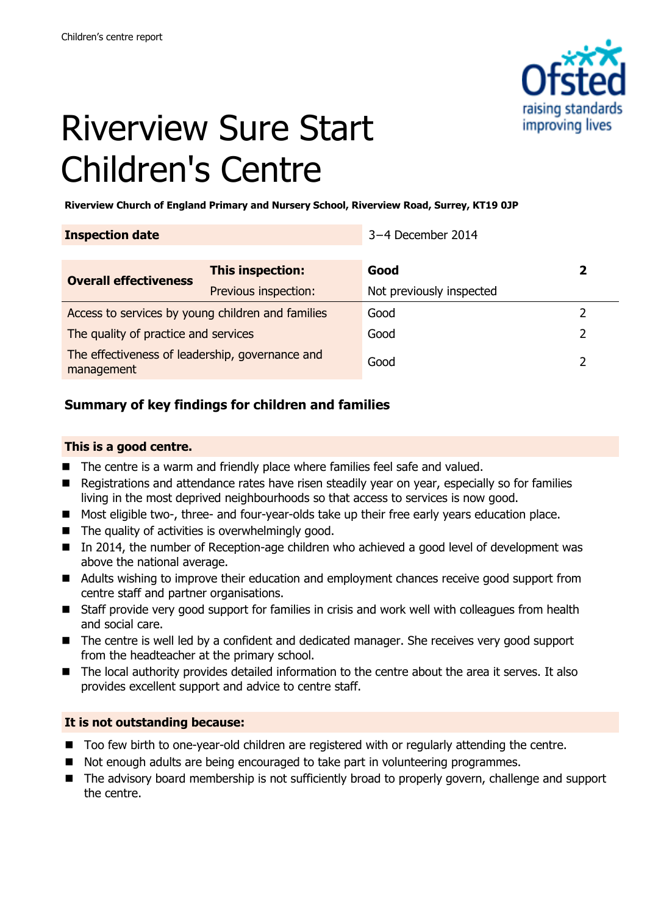Children's centre report

# Riverview Sure Start Children's Centre

**Riverview Church of England Primary and Nursery School, Riverview Road, Surrey, KT19 0JP**

| **Inspection date** | | 3–4 December 2014 | |
|---|---|---|---|
| **Overall effectiveness** | **This inspection:** | **Good** | **2** |
| | Previous inspection: | Not previously inspected | |
| Access to services by young children and families | | Good | 2 |
| The quality of practice and services | | Good | 2 |
| The effectiveness of leadership, governance and management | | Good | 2 |

## Summary of key findings for children and families

**This is a good centre.**

- The centre is a warm and friendly place where families feel safe and valued.
- Registrations and attendance rates have risen steadily year on year, especially so for families living in the most deprived neighbourhoods so that access to services is now good.
- Most eligible two-, three- and four-year-olds take up their free early years education place.
- The quality of activities is overwhelmingly good.
- In 2014, the number of Reception-age children who achieved a good level of development was above the national average.
- Adults wishing to improve their education and employment chances receive good support from centre staff and partner organisations.
- Staff provide very good support for families in crisis and work well with colleagues from health and social care.
- The centre is well led by a confident and dedicated manager. She receives very good support from the headteacher at the primary school.
- The local authority provides detailed information to the centre about the area it serves. It also provides excellent support and advice to centre staff.

**It is not outstanding because:**

- Too few birth to one-year-old children are registered with or regularly attending the centre.
- Not enough adults are being encouraged to take part in volunteering programmes.
- The advisory board membership is not sufficiently broad to properly govern, challenge and support the centre.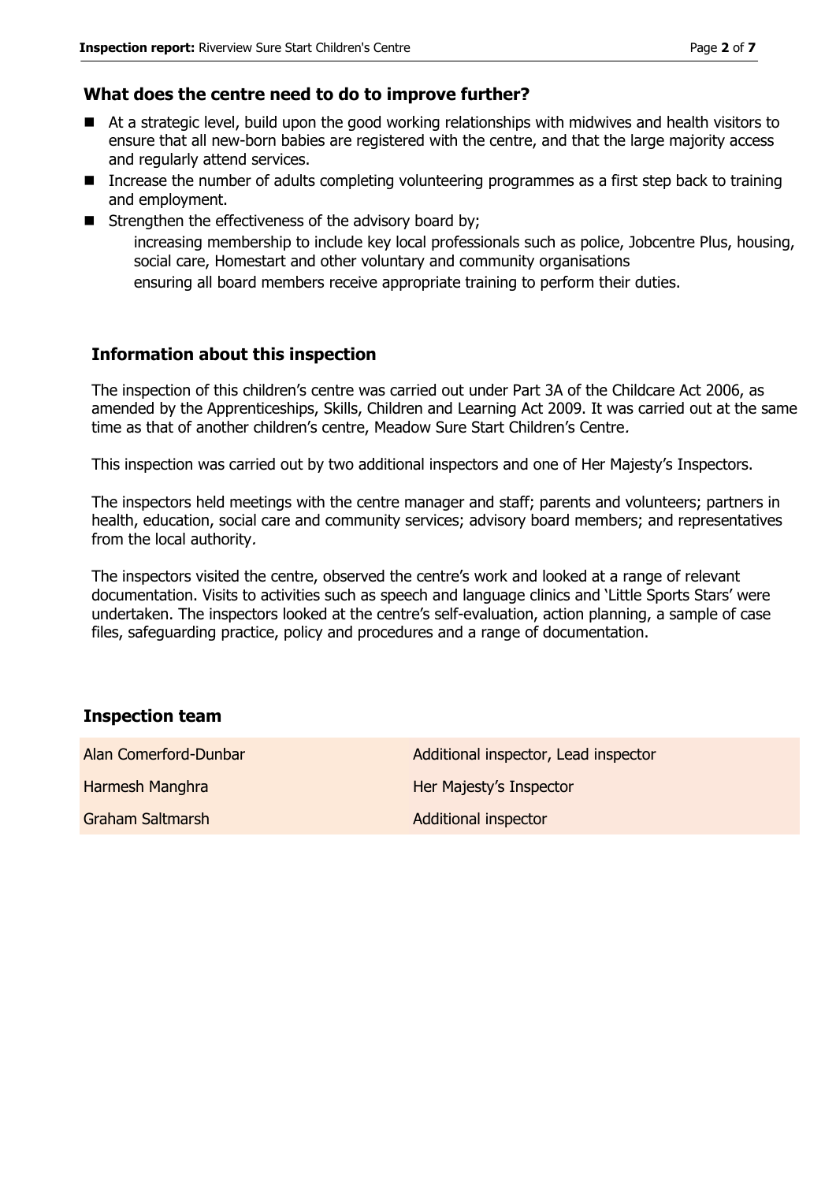## What does the centre need to do to improve further?

- At a strategic level, build upon the good working relationships with midwives and health visitors to ensure that all new-born babies are registered with the centre, and that the large majority access and regularly attend services.
- Increase the number of adults completing volunteering programmes as a first step back to training and employment.
- Strengthen the effectiveness of the advisory board by;
  - increasing membership to include key local professionals such as police, Jobcentre Plus, housing, social care, Homestart and other voluntary and community organisations
  - ensuring all board members receive appropriate training to perform their duties.

## Information about this inspection

The inspection of this children's centre was carried out under Part 3A of the Childcare Act 2006, as amended by the Apprenticeships, Skills, Children and Learning Act 2009. It was carried out at the same time as that of another children's centre, Meadow Sure Start Children's Centre.

This inspection was carried out by two additional inspectors and one of Her Majesty's Inspectors.

The inspectors held meetings with the centre manager and staff; parents and volunteers; partners in health, education, social care and community services; advisory board members; and representatives from the local authority.

The inspectors visited the centre, observed the centre's work and looked at a range of relevant documentation. Visits to activities such as speech and language clinics and 'Little Sports Stars' were undertaken. The inspectors looked at the centre's self-evaluation, action planning, a sample of case files, safeguarding practice, policy and procedures and a range of documentation.

## Inspection team

| | |
|---|---|
| Alan Comerford-Dunbar | Additional inspector, Lead inspector |
| Harmesh Manghra | Her Majesty's Inspector |
| Graham Saltmarsh | Additional inspector |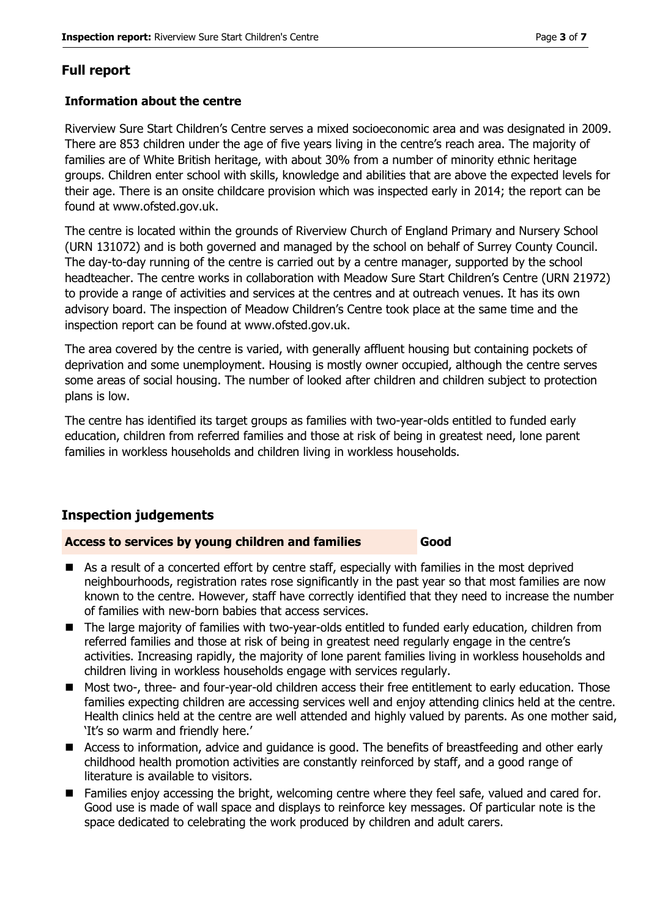## Full report

### Information about the centre

Riverview Sure Start Children's Centre serves a mixed socioeconomic area and was designated in 2009. There are 853 children under the age of five years living in the centre's reach area. The majority of families are of White British heritage, with about 30% from a number of minority ethnic heritage groups. Children enter school with skills, knowledge and abilities that are above the expected levels for their age. There is an onsite childcare provision which was inspected early in 2014; the report can be found at www.ofsted.gov.uk.

The centre is located within the grounds of Riverview Church of England Primary and Nursery School (URN 131072) and is both governed and managed by the school on behalf of Surrey County Council. The day-to-day running of the centre is carried out by a centre manager, supported by the school headteacher. The centre works in collaboration with Meadow Sure Start Children's Centre (URN 21972) to provide a range of activities and services at the centres and at outreach venues. It has its own advisory board. The inspection of Meadow Children's Centre took place at the same time and the inspection report can be found at www.ofsted.gov.uk.

The area covered by the centre is varied, with generally affluent housing but containing pockets of deprivation and some unemployment. Housing is mostly owner occupied, although the centre serves some areas of social housing. The number of looked after children and children subject to protection plans is low.

The centre has identified its target groups as families with two-year-olds entitled to funded early education, children from referred families and those at risk of being in greatest need, lone parent families in workless households and children living in workless households.

## Inspection judgements

| Access to services by young children and families | Good |
|---|---|

- As a result of a concerted effort by centre staff, especially with families in the most deprived neighbourhoods, registration rates rose significantly in the past year so that most families are now known to the centre. However, staff have correctly identified that they need to increase the number of families with new-born babies that access services.
- The large majority of families with two-year-olds entitled to funded early education, children from referred families and those at risk of being in greatest need regularly engage in the centre's activities. Increasing rapidly, the majority of lone parent families living in workless households and children living in workless households engage with services regularly.
- Most two-, three- and four-year-old children access their free entitlement to early education. Those families expecting children are accessing services well and enjoy attending clinics held at the centre. Health clinics held at the centre are well attended and highly valued by parents. As one mother said, 'It's so warm and friendly here.'
- Access to information, advice and guidance is good. The benefits of breastfeeding and other early childhood health promotion activities are constantly reinforced by staff, and a good range of literature is available to visitors.
- Families enjoy accessing the bright, welcoming centre where they feel safe, valued and cared for. Good use is made of wall space and displays to reinforce key messages. Of particular note is the space dedicated to celebrating the work produced by children and adult carers.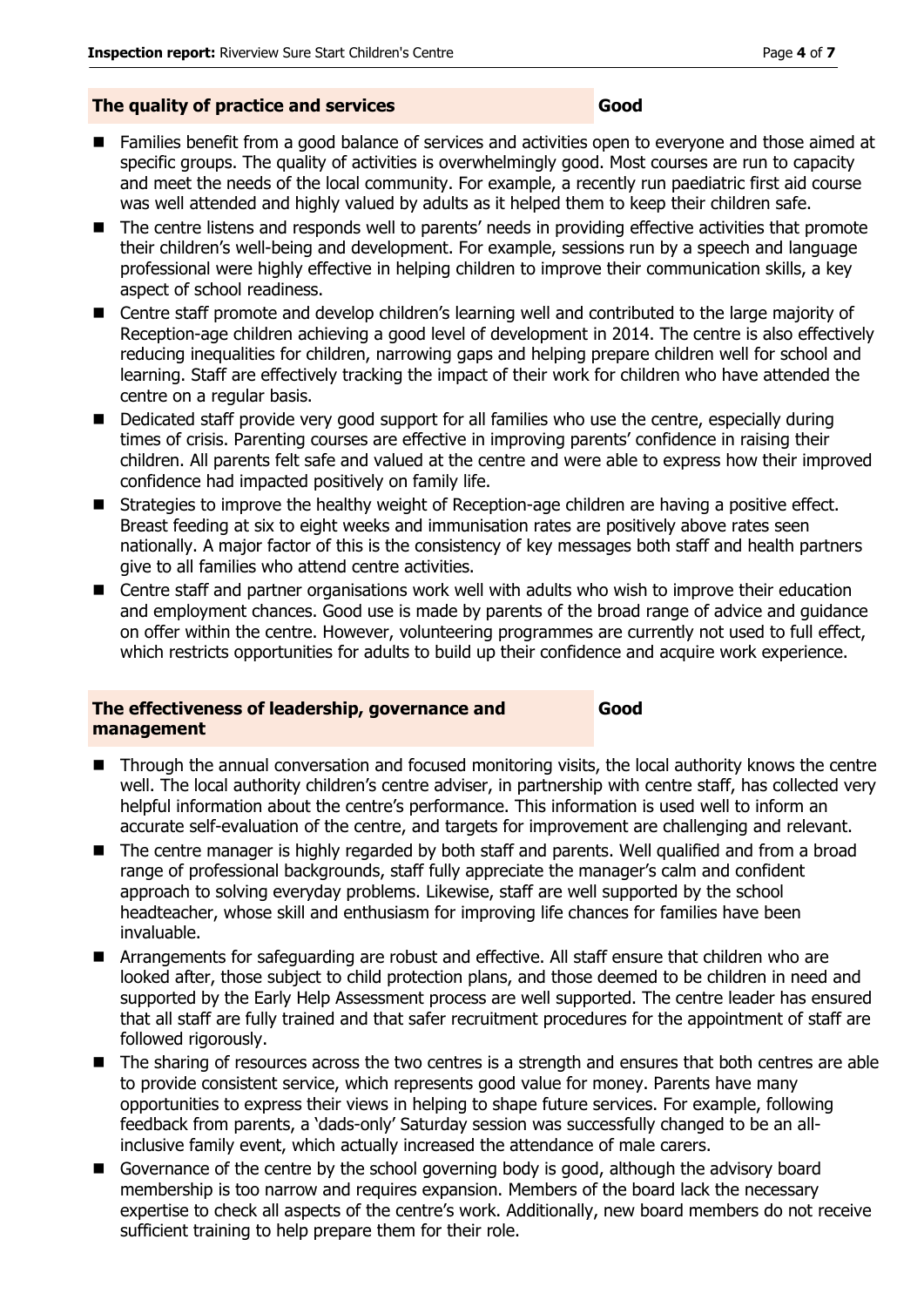## The quality of practice and services — Good

- Families benefit from a good balance of services and activities open to everyone and those aimed at specific groups. The quality of activities is overwhelmingly good. Most courses are run to capacity and meet the needs of the local community. For example, a recently run paediatric first aid course was well attended and highly valued by adults as it helped them to keep their children safe.
- The centre listens and responds well to parents' needs in providing effective activities that promote their children's well-being and development. For example, sessions run by a speech and language professional were highly effective in helping children to improve their communication skills, a key aspect of school readiness.
- Centre staff promote and develop children's learning well and contributed to the large majority of Reception-age children achieving a good level of development in 2014. The centre is also effectively reducing inequalities for children, narrowing gaps and helping prepare children well for school and learning. Staff are effectively tracking the impact of their work for children who have attended the centre on a regular basis.
- Dedicated staff provide very good support for all families who use the centre, especially during times of crisis. Parenting courses are effective in improving parents' confidence in raising their children. All parents felt safe and valued at the centre and were able to express how their improved confidence had impacted positively on family life.
- Strategies to improve the healthy weight of Reception-age children are having a positive effect. Breast feeding at six to eight weeks and immunisation rates are positively above rates seen nationally. A major factor of this is the consistency of key messages both staff and health partners give to all families who attend centre activities.
- Centre staff and partner organisations work well with adults who wish to improve their education and employment chances. Good use is made by parents of the broad range of advice and guidance on offer within the centre. However, volunteering programmes are currently not used to full effect, which restricts opportunities for adults to build up their confidence and acquire work experience.

## The effectiveness of leadership, governance and management — Good

- Through the annual conversation and focused monitoring visits, the local authority knows the centre well. The local authority children's centre adviser, in partnership with centre staff, has collected very helpful information about the centre's performance. This information is used well to inform an accurate self-evaluation of the centre, and targets for improvement are challenging and relevant.
- The centre manager is highly regarded by both staff and parents. Well qualified and from a broad range of professional backgrounds, staff fully appreciate the manager's calm and confident approach to solving everyday problems. Likewise, staff are well supported by the school headteacher, whose skill and enthusiasm for improving life chances for families have been invaluable.
- Arrangements for safeguarding are robust and effective. All staff ensure that children who are looked after, those subject to child protection plans, and those deemed to be children in need and supported by the Early Help Assessment process are well supported. The centre leader has ensured that all staff are fully trained and that safer recruitment procedures for the appointment of staff are followed rigorously.
- The sharing of resources across the two centres is a strength and ensures that both centres are able to provide consistent service, which represents good value for money. Parents have many opportunities to express their views in helping to shape future services. For example, following feedback from parents, a 'dads-only' Saturday session was successfully changed to be an all-inclusive family event, which actually increased the attendance of male carers.
- Governance of the centre by the school governing body is good, although the advisory board membership is too narrow and requires expansion. Members of the board lack the necessary expertise to check all aspects of the centre's work. Additionally, new board members do not receive sufficient training to help prepare them for their role.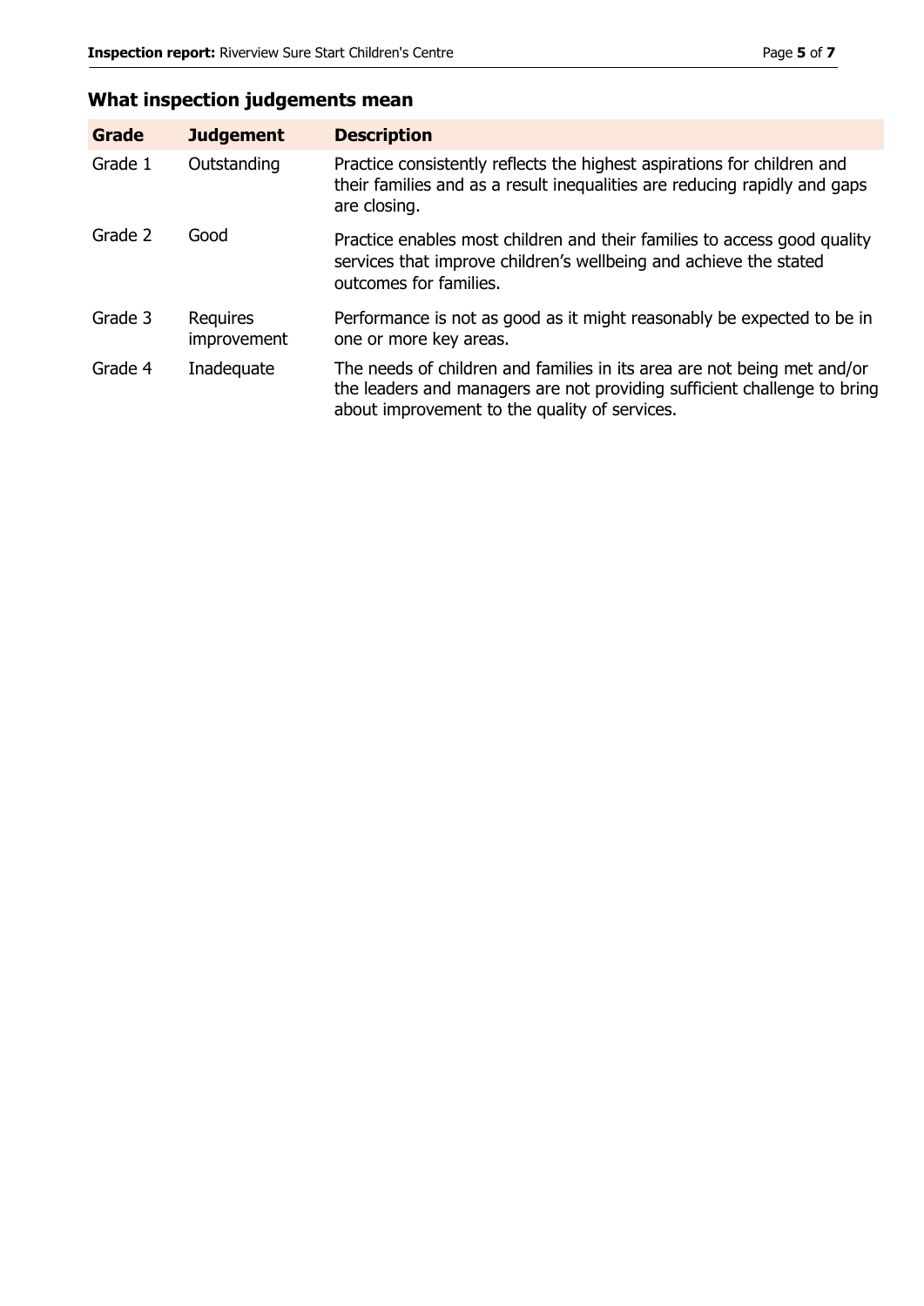## What inspection judgements mean

| Grade | Judgement | Description |
|---|---|---|
| Grade 1 | Outstanding | Practice consistently reflects the highest aspirations for children and their families and as a result inequalities are reducing rapidly and gaps are closing. |
| Grade 2 | Good | Practice enables most children and their families to access good quality services that improve children's wellbeing and achieve the stated outcomes for families. |
| Grade 3 | Requires improvement | Performance is not as good as it might reasonably be expected to be in one or more key areas. |
| Grade 4 | Inadequate | The needs of children and families in its area are not being met and/or the leaders and managers are not providing sufficient challenge to bring about improvement to the quality of services. |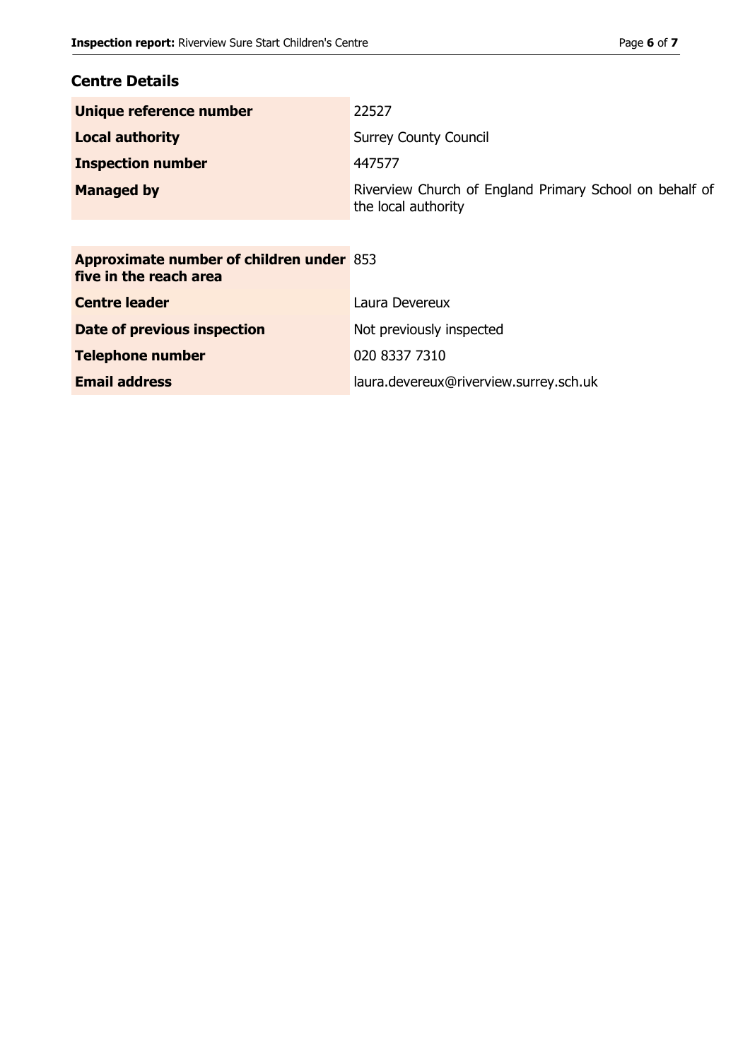## Centre Details

| | |
|---|---|
| **Unique reference number** | 22527 |
| **Local authority** | Surrey County Council |
| **Inspection number** | 447577 |
| **Managed by** | Riverview Church of England Primary School on behalf of the local authority |

| | |
|---|---|
| **Approximate number of children under five in the reach area** | 853 |
| **Centre leader** | Laura Devereux |
| **Date of previous inspection** | Not previously inspected |
| **Telephone number** | 020 8337 7310 |
| **Email address** | laura.devereux@riverview.surrey.sch.uk |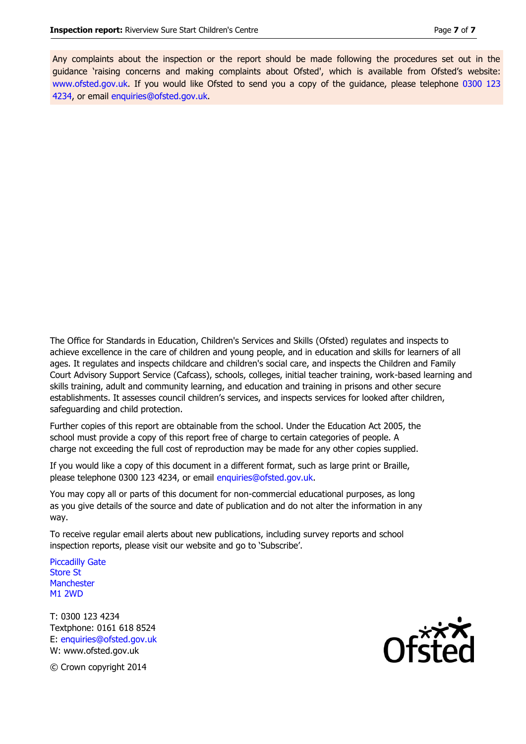Any complaints about the inspection or the report should be made following the procedures set out in the guidance 'raising concerns and making complaints about Ofsted', which is available from Ofsted's website: www.ofsted.gov.uk. If you would like Ofsted to send you a copy of the guidance, please telephone 0300 123 4234, or email enquiries@ofsted.gov.uk.

The Office for Standards in Education, Children's Services and Skills (Ofsted) regulates and inspects to achieve excellence in the care of children and young people, and in education and skills for learners of all ages. It regulates and inspects childcare and children's social care, and inspects the Children and Family Court Advisory Support Service (Cafcass), schools, colleges, initial teacher training, work-based learning and skills training, adult and community learning, and education and training in prisons and other secure establishments. It assesses council children's services, and inspects services for looked after children, safeguarding and child protection.

Further copies of this report are obtainable from the school. Under the Education Act 2005, the school must provide a copy of this report free of charge to certain categories of people. A charge not exceeding the full cost of reproduction may be made for any other copies supplied.

If you would like a copy of this document in a different format, such as large print or Braille, please telephone 0300 123 4234, or email enquiries@ofsted.gov.uk.

You may copy all or parts of this document for non-commercial educational purposes, as long as you give details of the source and date of publication and do not alter the information in any way.

To receive regular email alerts about new publications, including survey reports and school inspection reports, please visit our website and go to 'Subscribe'.

Piccadilly Gate
Store St
Manchester
M1 2WD

T: 0300 123 4234
Textphone: 0161 618 8524
E: enquiries@ofsted.gov.uk
W: www.ofsted.gov.uk

© Crown copyright 2014

Ofsted